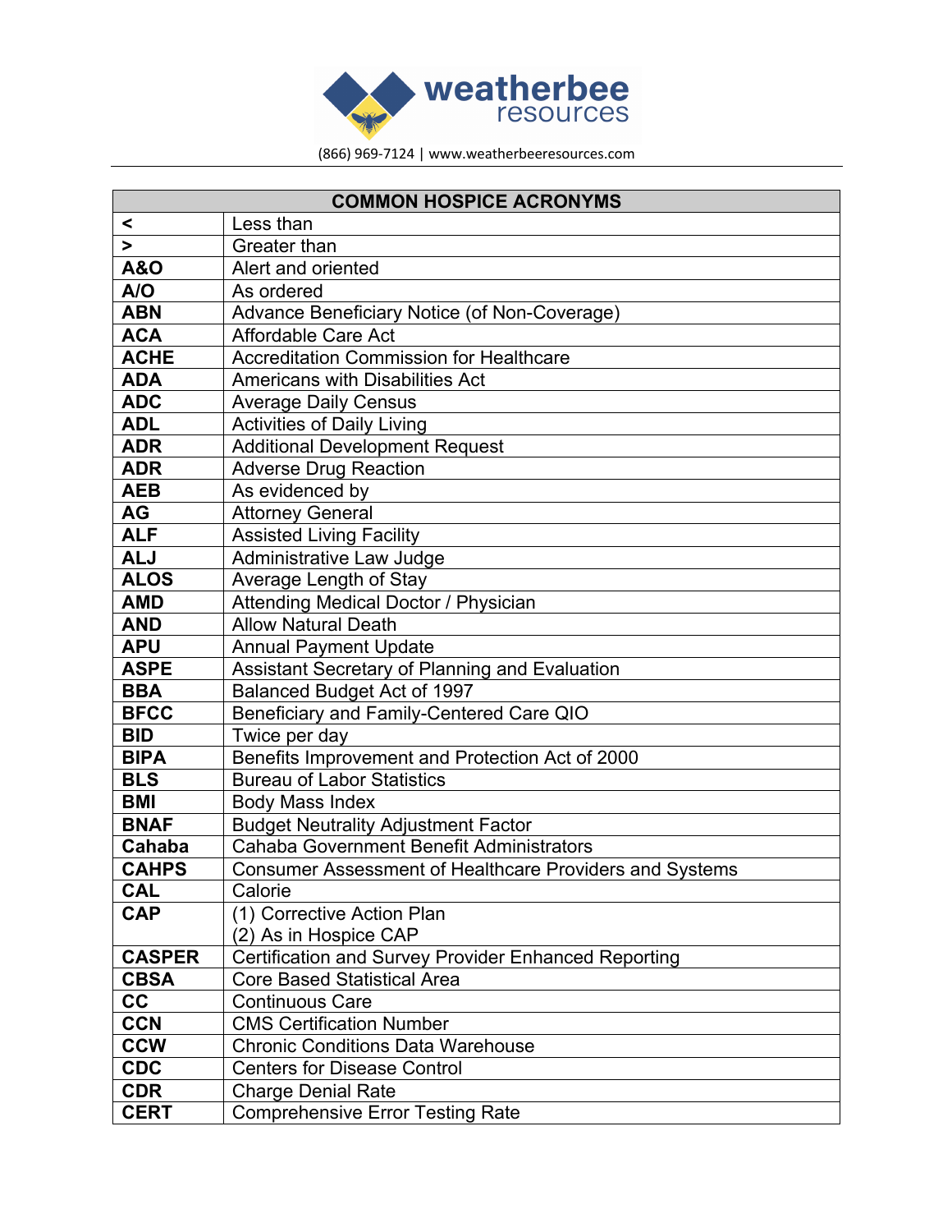weatherbee resources

(866) 969-7124 | www.weatherbeeresources.com

| COMMON HOSPICE ACRONYMS | |
|---|---|
| **<** | Less than |
| **>** | Greater than |
| **A&O** | Alert and oriented |
| **A/O** | As ordered |
| **ABN** | Advance Beneficiary Notice (of Non-Coverage) |
| **ACA** | Affordable Care Act |
| **ACHE** | Accreditation Commission for Healthcare |
| **ADA** | Americans with Disabilities Act |
| **ADC** | Average Daily Census |
| **ADL** | Activities of Daily Living |
| **ADR** | Additional Development Request |
| **ADR** | Adverse Drug Reaction |
| **AEB** | As evidenced by |
| **AG** | Attorney General |
| **ALF** | Assisted Living Facility |
| **ALJ** | Administrative Law Judge |
| **ALOS** | Average Length of Stay |
| **AMD** | Attending Medical Doctor / Physician |
| **AND** | Allow Natural Death |
| **APU** | Annual Payment Update |
| **ASPE** | Assistant Secretary of Planning and Evaluation |
| **BBA** | Balanced Budget Act of 1997 |
| **BFCC** | Beneficiary and Family-Centered Care QIO |
| **BID** | Twice per day |
| **BIPA** | Benefits Improvement and Protection Act of 2000 |
| **BLS** | Bureau of Labor Statistics |
| **BMI** | Body Mass Index |
| **BNAF** | Budget Neutrality Adjustment Factor |
| **Cahaba** | Cahaba Government Benefit Administrators |
| **CAHPS** | Consumer Assessment of Healthcare Providers and Systems |
| **CAL** | Calorie |
| **CAP** | (1) Corrective Action Plan<br>(2) As in Hospice CAP |
| **CASPER** | Certification and Survey Provider Enhanced Reporting |
| **CBSA** | Core Based Statistical Area |
| **CC** | Continuous Care |
| **CCN** | CMS Certification Number |
| **CCW** | Chronic Conditions Data Warehouse |
| **CDC** | Centers for Disease Control |
| **CDR** | Charge Denial Rate |
| **CERT** | Comprehensive Error Testing Rate |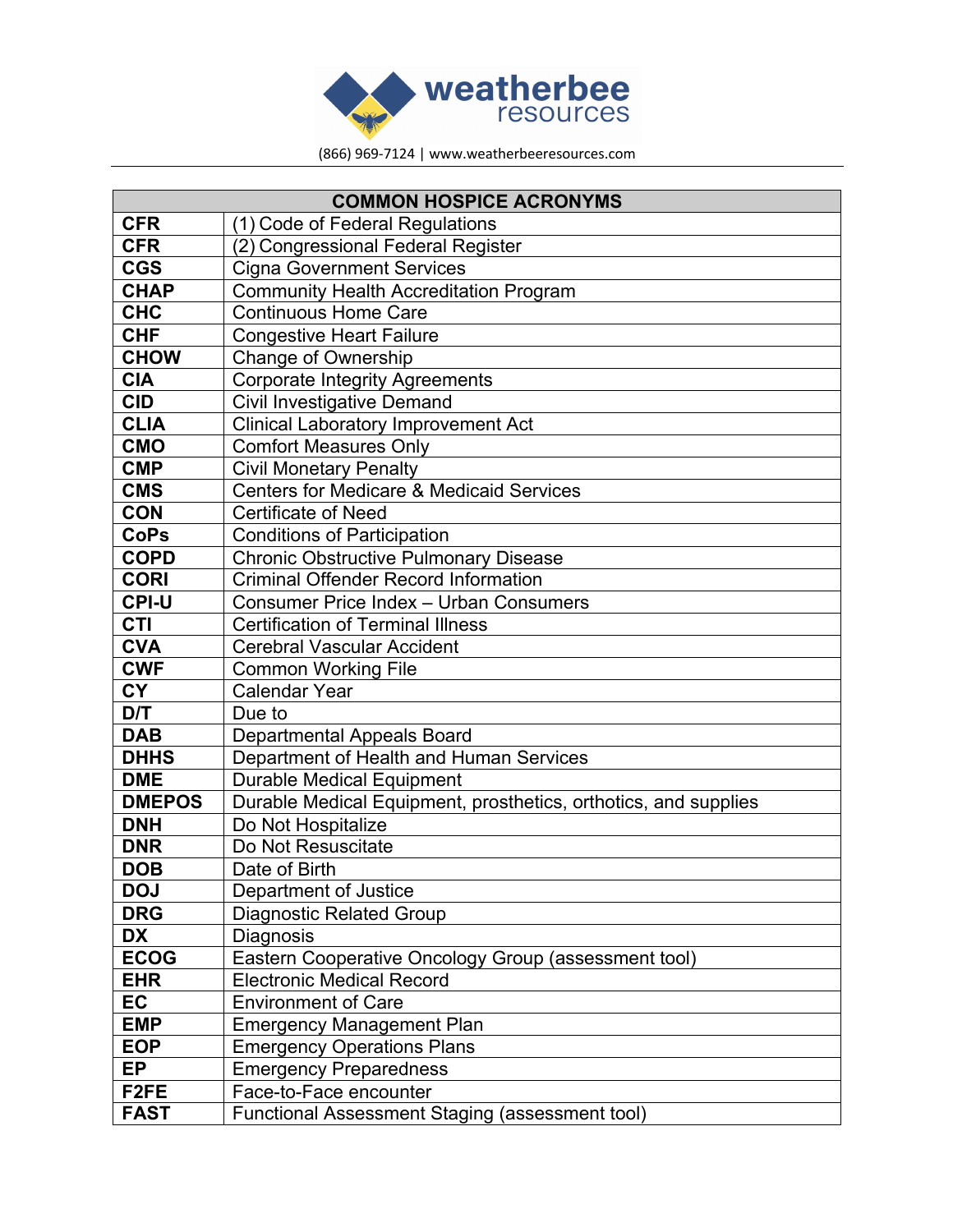| COMMON HOSPICE ACRONYMS | |
|---|---|
| **CFR** | (1) Code of Federal Regulations |
| **CFR** | (2) Congressional Federal Register |
| **CGS** | Cigna Government Services |
| **CHAP** | Community Health Accreditation Program |
| **CHC** | Continuous Home Care |
| **CHF** | Congestive Heart Failure |
| **CHOW** | Change of Ownership |
| **CIA** | Corporate Integrity Agreements |
| **CID** | Civil Investigative Demand |
| **CLIA** | Clinical Laboratory Improvement Act |
| **CMO** | Comfort Measures Only |
| **CMP** | Civil Monetary Penalty |
| **CMS** | Centers for Medicare & Medicaid Services |
| **CON** | Certificate of Need |
| **CoPs** | Conditions of Participation |
| **COPD** | Chronic Obstructive Pulmonary Disease |
| **CORI** | Criminal Offender Record Information |
| **CPI-U** | Consumer Price Index – Urban Consumers |
| **CTI** | Certification of Terminal Illness |
| **CVA** | Cerebral Vascular Accident |
| **CWF** | Common Working File |
| **CY** | Calendar Year |
| **D/T** | Due to |
| **DAB** | Departmental Appeals Board |
| **DHHS** | Department of Health and Human Services |
| **DME** | Durable Medical Equipment |
| **DMEPOS** | Durable Medical Equipment, prosthetics, orthotics, and supplies |
| **DNH** | Do Not Hospitalize |
| **DNR** | Do Not Resuscitate |
| **DOB** | Date of Birth |
| **DOJ** | Department of Justice |
| **DRG** | Diagnostic Related Group |
| **DX** | Diagnosis |
| **ECOG** | Eastern Cooperative Oncology Group (assessment tool) |
| **EHR** | Electronic Medical Record |
| **EC** | Environment of Care |
| **EMP** | Emergency Management Plan |
| **EOP** | Emergency Operations Plans |
| **EP** | Emergency Preparedness |
| **F2FE** | Face-to-Face encounter |
| **FAST** | Functional Assessment Staging (assessment tool) |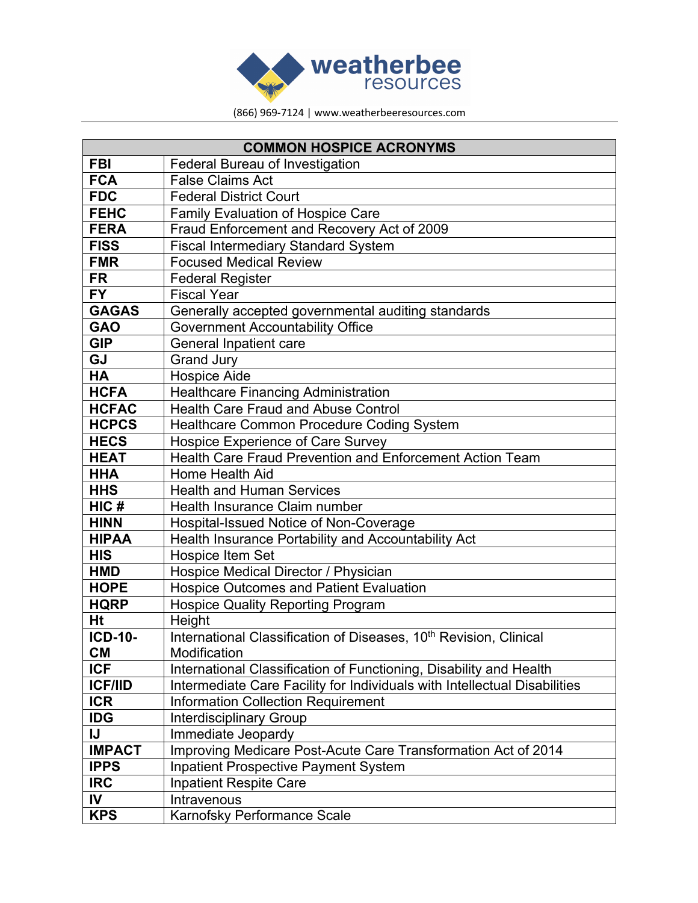| COMMON HOSPICE ACRONYMS | |
|---|---|
| **FBI** | Federal Bureau of Investigation |
| **FCA** | False Claims Act |
| **FDC** | Federal District Court |
| **FEHC** | Family Evaluation of Hospice Care |
| **FERA** | Fraud Enforcement and Recovery Act of 2009 |
| **FISS** | Fiscal Intermediary Standard System |
| **FMR** | Focused Medical Review |
| **FR** | Federal Register |
| **FY** | Fiscal Year |
| **GAGAS** | Generally accepted governmental auditing standards |
| **GAO** | Government Accountability Office |
| **GIP** | General Inpatient care |
| **GJ** | Grand Jury |
| **HA** | Hospice Aide |
| **HCFA** | Healthcare Financing Administration |
| **HCFAC** | Health Care Fraud and Abuse Control |
| **HCPCS** | Healthcare Common Procedure Coding System |
| **HECS** | Hospice Experience of Care Survey |
| **HEAT** | Health Care Fraud Prevention and Enforcement Action Team |
| **HHA** | Home Health Aid |
| **HHS** | Health and Human Services |
| **HIC #** | Health Insurance Claim number |
| **HINN** | Hospital-Issued Notice of Non-Coverage |
| **HIPAA** | Health Insurance Portability and Accountability Act |
| **HIS** | Hospice Item Set |
| **HMD** | Hospice Medical Director / Physician |
| **HOPE** | Hospice Outcomes and Patient Evaluation |
| **HQRP** | Hospice Quality Reporting Program |
| **Ht** | Height |
| **ICD-10-CM** | International Classification of Diseases, 10th Revision, Clinical Modification |
| **ICF** | International Classification of Functioning, Disability and Health |
| **ICF/IID** | Intermediate Care Facility for Individuals with Intellectual Disabilities |
| **ICR** | Information Collection Requirement |
| **IDG** | Interdisciplinary Group |
| **IJ** | Immediate Jeopardy |
| **IMPACT** | Improving Medicare Post-Acute Care Transformation Act of 2014 |
| **IPPS** | Inpatient Prospective Payment System |
| **IRC** | Inpatient Respite Care |
| **IV** | Intravenous |
| **KPS** | Karnofsky Performance Scale |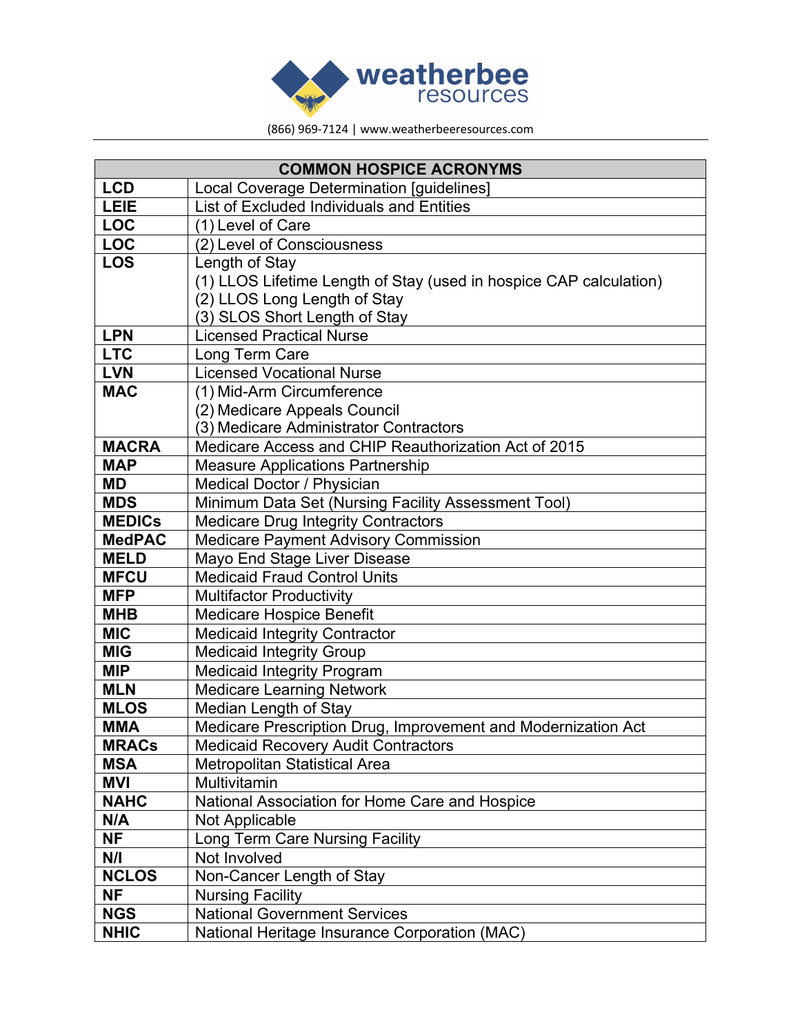| COMMON HOSPICE ACRONYMS | |
|---|---|
| **LCD** | Local Coverage Determination [guidelines] |
| **LEIE** | List of Excluded Individuals and Entities |
| **LOC** | (1) Level of Care |
| **LOC** | (2) Level of Consciousness |
| **LOS** | Length of Stay<br>(1) LLOS Lifetime Length of Stay (used in hospice CAP calculation)<br>(2) LLOS Long Length of Stay<br>(3) SLOS Short Length of Stay |
| **LPN** | Licensed Practical Nurse |
| **LTC** | Long Term Care |
| **LVN** | Licensed Vocational Nurse |
| **MAC** | (1) Mid-Arm Circumference<br>(2) Medicare Appeals Council<br>(3) Medicare Administrator Contractors |
| **MACRA** | Medicare Access and CHIP Reauthorization Act of 2015 |
| **MAP** | Measure Applications Partnership |
| **MD** | Medical Doctor / Physician |
| **MDS** | Minimum Data Set (Nursing Facility Assessment Tool) |
| **MEDICs** | Medicare Drug Integrity Contractors |
| **MedPAC** | Medicare Payment Advisory Commission |
| **MELD** | Mayo End Stage Liver Disease |
| **MFCU** | Medicaid Fraud Control Units |
| **MFP** | Multifactor Productivity |
| **MHB** | Medicare Hospice Benefit |
| **MIC** | Medicaid Integrity Contractor |
| **MIG** | Medicaid Integrity Group |
| **MIP** | Medicaid Integrity Program |
| **MLN** | Medicare Learning Network |
| **MLOS** | Median Length of Stay |
| **MMA** | Medicare Prescription Drug, Improvement and Modernization Act |
| **MRACs** | Medicaid Recovery Audit Contractors |
| **MSA** | Metropolitan Statistical Area |
| **MVI** | Multivitamin |
| **NAHC** | National Association for Home Care and Hospice |
| **N/A** | Not Applicable |
| **NF** | Long Term Care Nursing Facility |
| **N/I** | Not Involved |
| **NCLOS** | Non-Cancer Length of Stay |
| **NF** | Nursing Facility |
| **NGS** | National Government Services |
| **NHIC** | National Heritage Insurance Corporation (MAC) |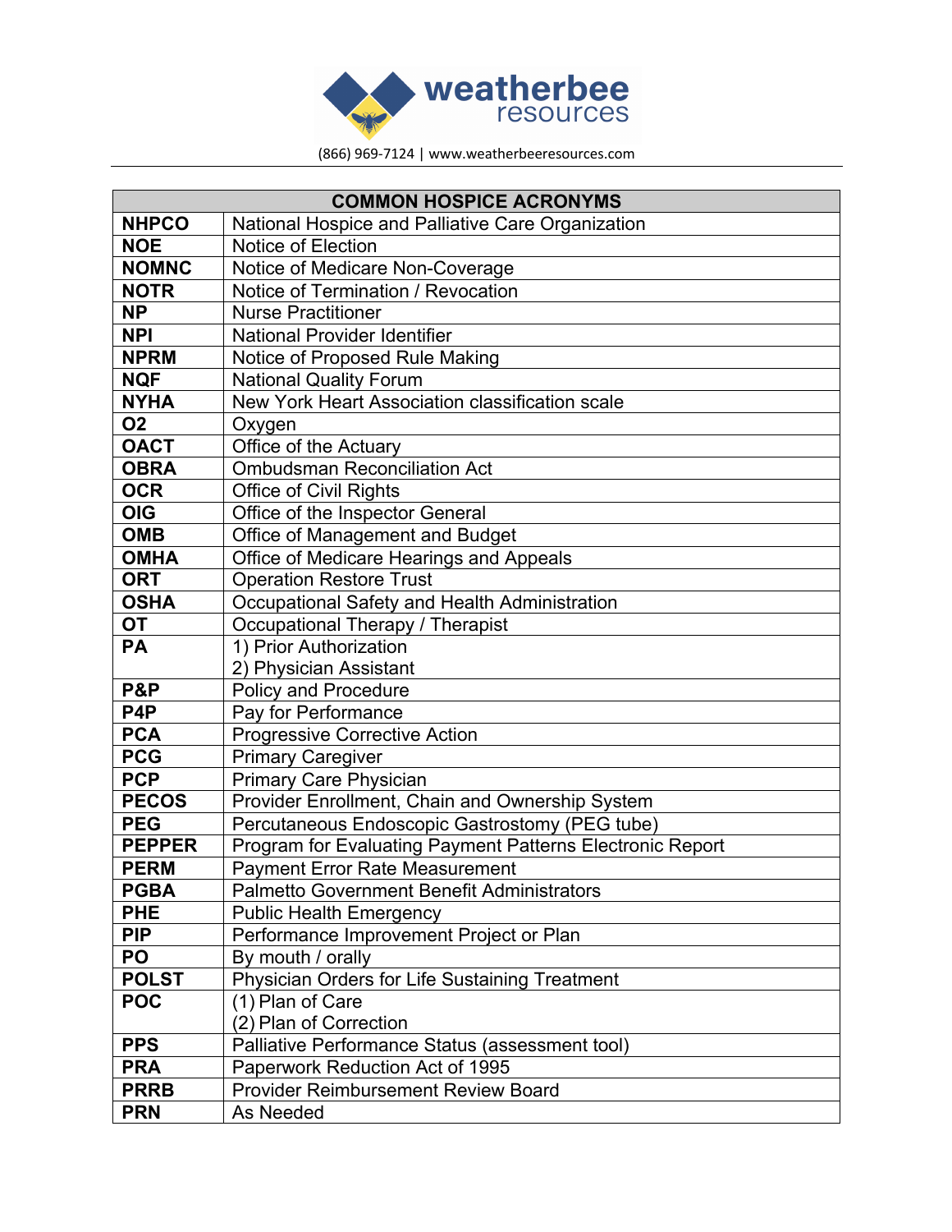| COMMON HOSPICE ACRONYMS | |
|---|---|
| **NHPCO** | National Hospice and Palliative Care Organization |
| **NOE** | Notice of Election |
| **NOMNC** | Notice of Medicare Non-Coverage |
| **NOTR** | Notice of Termination / Revocation |
| **NP** | Nurse Practitioner |
| **NPI** | National Provider Identifier |
| **NPRM** | Notice of Proposed Rule Making |
| **NQF** | National Quality Forum |
| **NYHA** | New York Heart Association classification scale |
| **O2** | Oxygen |
| **OACT** | Office of the Actuary |
| **OBRA** | Ombudsman Reconciliation Act |
| **OCR** | Office of Civil Rights |
| **OIG** | Office of the Inspector General |
| **OMB** | Office of Management and Budget |
| **OMHA** | Office of Medicare Hearings and Appeals |
| **ORT** | Operation Restore Trust |
| **OSHA** | Occupational Safety and Health Administration |
| **OT** | Occupational Therapy / Therapist |
| **PA** | 1) Prior Authorization<br>2) Physician Assistant |
| **P&P** | Policy and Procedure |
| **P4P** | Pay for Performance |
| **PCA** | Progressive Corrective Action |
| **PCG** | Primary Caregiver |
| **PCP** | Primary Care Physician |
| **PECOS** | Provider Enrollment, Chain and Ownership System |
| **PEG** | Percutaneous Endoscopic Gastrostomy (PEG tube) |
| **PEPPER** | Program for Evaluating Payment Patterns Electronic Report |
| **PERM** | Payment Error Rate Measurement |
| **PGBA** | Palmetto Government Benefit Administrators |
| **PHE** | Public Health Emergency |
| **PIP** | Performance Improvement Project or Plan |
| **PO** | By mouth / orally |
| **POLST** | Physician Orders for Life Sustaining Treatment |
| **POC** | (1) Plan of Care<br>(2) Plan of Correction |
| **PPS** | Palliative Performance Status (assessment tool) |
| **PRA** | Paperwork Reduction Act of 1995 |
| **PRRB** | Provider Reimbursement Review Board |
| **PRN** | As Needed |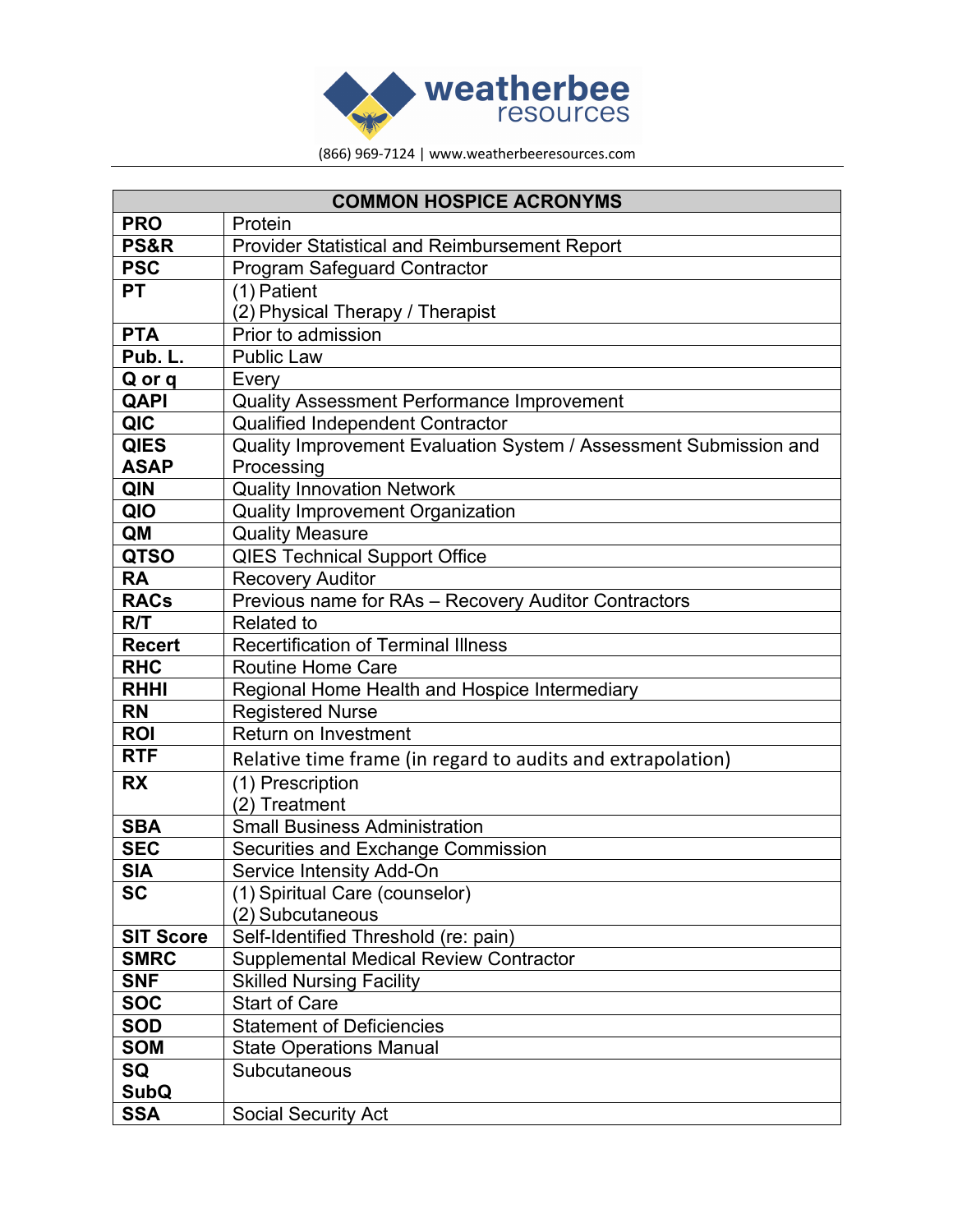| COMMON HOSPICE ACRONYMS | |
|---|---|
| **PRO** | Protein |
| **PS&R** | Provider Statistical and Reimbursement Report |
| **PSC** | Program Safeguard Contractor |
| **PT** | (1) Patient<br>(2) Physical Therapy / Therapist |
| **PTA** | Prior to admission |
| **Pub. L.** | Public Law |
| **Q or q** | Every |
| **QAPI** | Quality Assessment Performance Improvement |
| **QIC** | Qualified Independent Contractor |
| **QIES ASAP** | Quality Improvement Evaluation System / Assessment Submission and Processing |
| **QIN** | Quality Innovation Network |
| **QIO** | Quality Improvement Organization |
| **QM** | Quality Measure |
| **QTSO** | QIES Technical Support Office |
| **RA** | Recovery Auditor |
| **RACs** | Previous name for RAs – Recovery Auditor Contractors |
| **R/T** | Related to |
| **Recert** | Recertification of Terminal Illness |
| **RHC** | Routine Home Care |
| **RHHI** | Regional Home Health and Hospice Intermediary |
| **RN** | Registered Nurse |
| **ROI** | Return on Investment |
| **RTF** | Relative time frame (in regard to audits and extrapolation) |
| **RX** | (1) Prescription<br>(2) Treatment |
| **SBA** | Small Business Administration |
| **SEC** | Securities and Exchange Commission |
| **SIA** | Service Intensity Add-On |
| **SC** | (1) Spiritual Care (counselor)<br>(2) Subcutaneous |
| **SIT Score** | Self-Identified Threshold (re: pain) |
| **SMRC** | Supplemental Medical Review Contractor |
| **SNF** | Skilled Nursing Facility |
| **SOC** | Start of Care |
| **SOD** | Statement of Deficiencies |
| **SOM** | State Operations Manual |
| **SQ SubQ** | Subcutaneous |
| **SSA** | Social Security Act |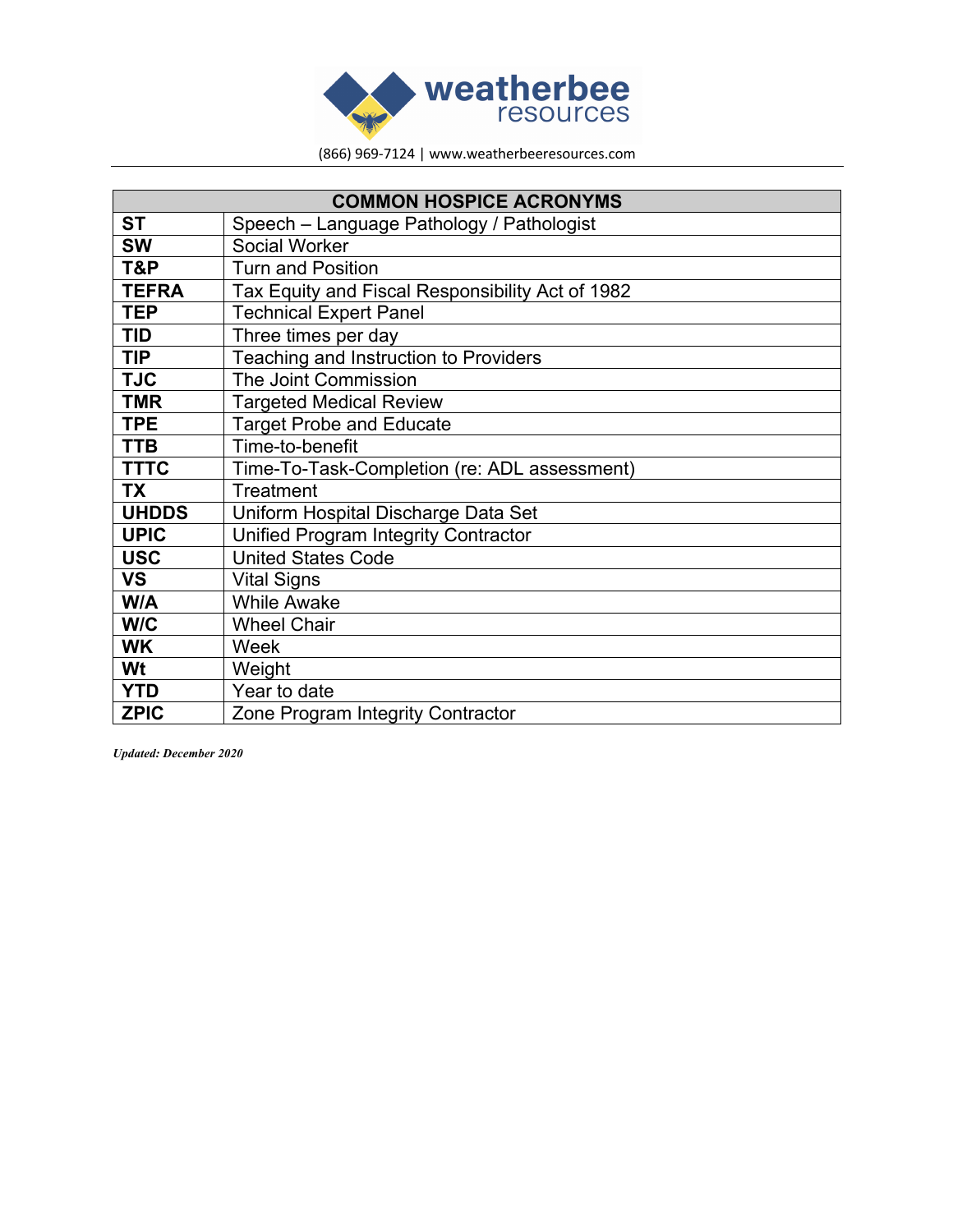| COMMON HOSPICE ACRONYMS | |
|---|---|
| **ST** | Speech – Language Pathology / Pathologist |
| **SW** | Social Worker |
| **T&P** | Turn and Position |
| **TEFRA** | Tax Equity and Fiscal Responsibility Act of 1982 |
| **TEP** | Technical Expert Panel |
| **TID** | Three times per day |
| **TIP** | Teaching and Instruction to Providers |
| **TJC** | The Joint Commission |
| **TMR** | Targeted Medical Review |
| **TPE** | Target Probe and Educate |
| **TTB** | Time-to-benefit |
| **TTTC** | Time-To-Task-Completion (re: ADL assessment) |
| **TX** | Treatment |
| **UHDDS** | Uniform Hospital Discharge Data Set |
| **UPIC** | Unified Program Integrity Contractor |
| **USC** | United States Code |
| **VS** | Vital Signs |
| **W/A** | While Awake |
| **W/C** | Wheel Chair |
| **WK** | Week |
| **Wt** | Weight |
| **YTD** | Year to date |
| **ZPIC** | Zone Program Integrity Contractor |

***Updated: December 2020***